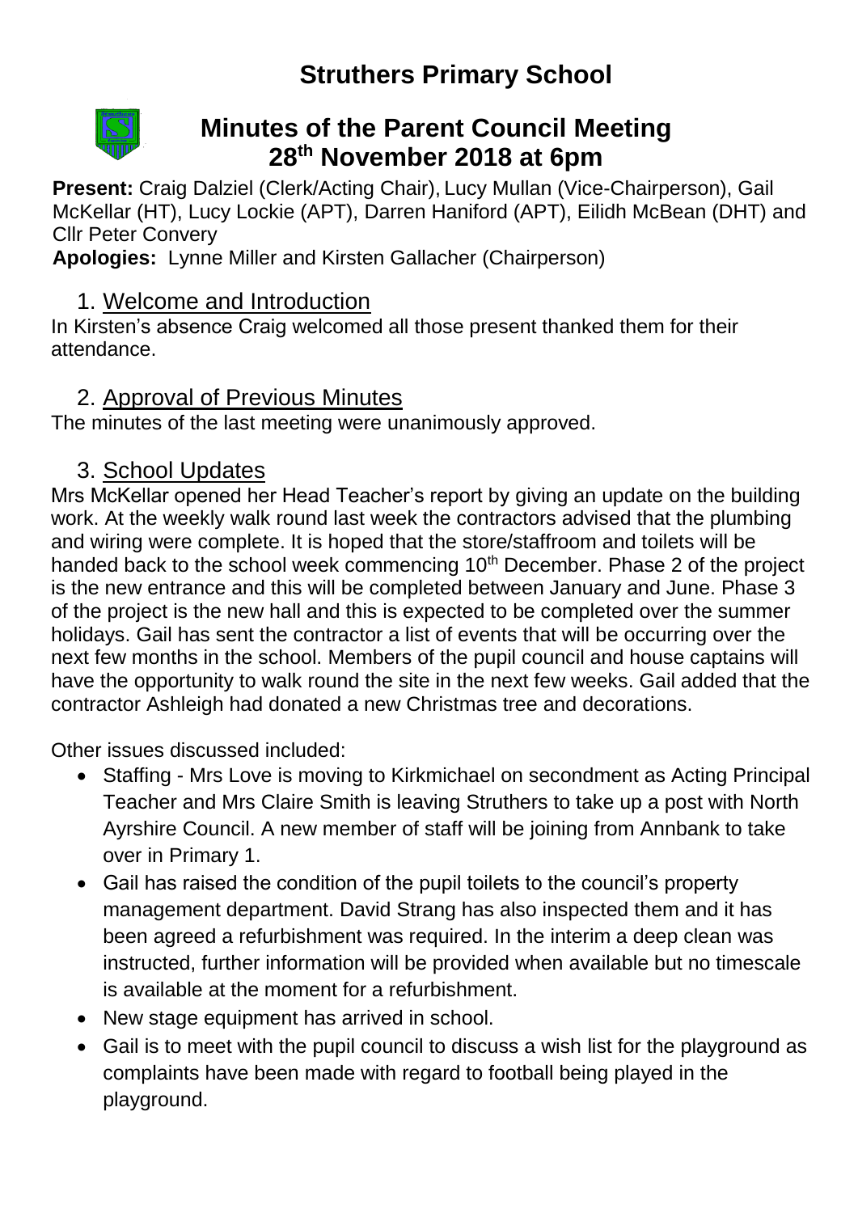# Struthers Primary School

## Minutes of the Parent Council Meeting 28th November 2018 at 6pm

**Present:** Craig Dalziel (Clerk/Acting Chair), Lucy Mullan (Vice-Chairperson), Gail McKellar (HT), Lucy Lockie (APT), Darren Haniford (APT), Eilidh McBean (DHT) and Cllr Peter Convery

**Apologies:** Lynne Miller and Kirsten Gallacher (Chairperson)

### 1. Welcome and Introduction

In Kirsten's absence Craig welcomed all those present thanked them for their attendance.

### 2. Approval of Previous Minutes

The minutes of the last meeting were unanimously approved.

### 3. School Updates

Mrs McKellar opened her Head Teacher's report by giving an update on the building work. At the weekly walk round last week the contractors advised that the plumbing and wiring were complete. It is hoped that the store/staffroom and toilets will be handed back to the school week commencing 10th December. Phase 2 of the project is the new entrance and this will be completed between January and June. Phase 3 of the project is the new hall and this is expected to be completed over the summer holidays. Gail has sent the contractor a list of events that will be occurring over the next few months in the school. Members of the pupil council and house captains will have the opportunity to walk round the site in the next few weeks. Gail added that the contractor Ashleigh had donated a new Christmas tree and decorations.

Other issues discussed included:

- Staffing - Mrs Love is moving to Kirkmichael on secondment as Acting Principal Teacher and Mrs Claire Smith is leaving Struthers to take up a post with North Ayrshire Council. A new member of staff will be joining from Annbank to take over in Primary 1.
- Gail has raised the condition of the pupil toilets to the council's property management department. David Strang has also inspected them and it has been agreed a refurbishment was required. In the interim a deep clean was instructed, further information will be provided when available but no timescale is available at the moment for a refurbishment.
- New stage equipment has arrived in school.
- Gail is to meet with the pupil council to discuss a wish list for the playground as complaints have been made with regard to football being played in the playground.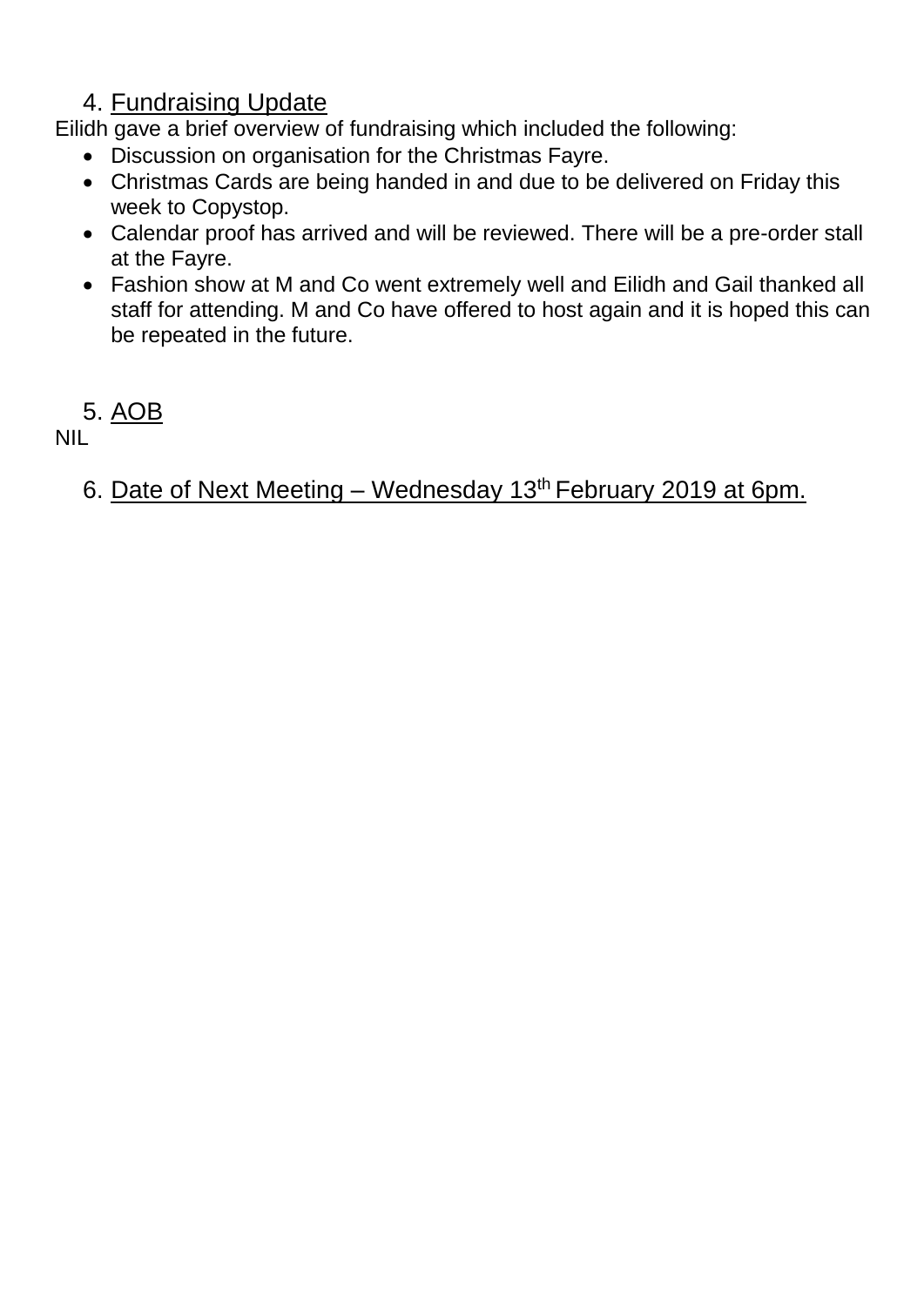## 4. Fundraising Update

Eilidh gave a brief overview of fundraising which included the following:

- Discussion on organisation for the Christmas Fayre.
- Christmas Cards are being handed in and due to be delivered on Friday this week to Copystop.
- Calendar proof has arrived and will be reviewed. There will be a pre-order stall at the Fayre.
- Fashion show at M and Co went extremely well and Eilidh and Gail thanked all staff for attending. M and Co have offered to host again and it is hoped this can be repeated in the future.

## 5. AOB

NIL

## 6. Date of Next Meeting – Wednesday 13th February 2019 at 6pm.